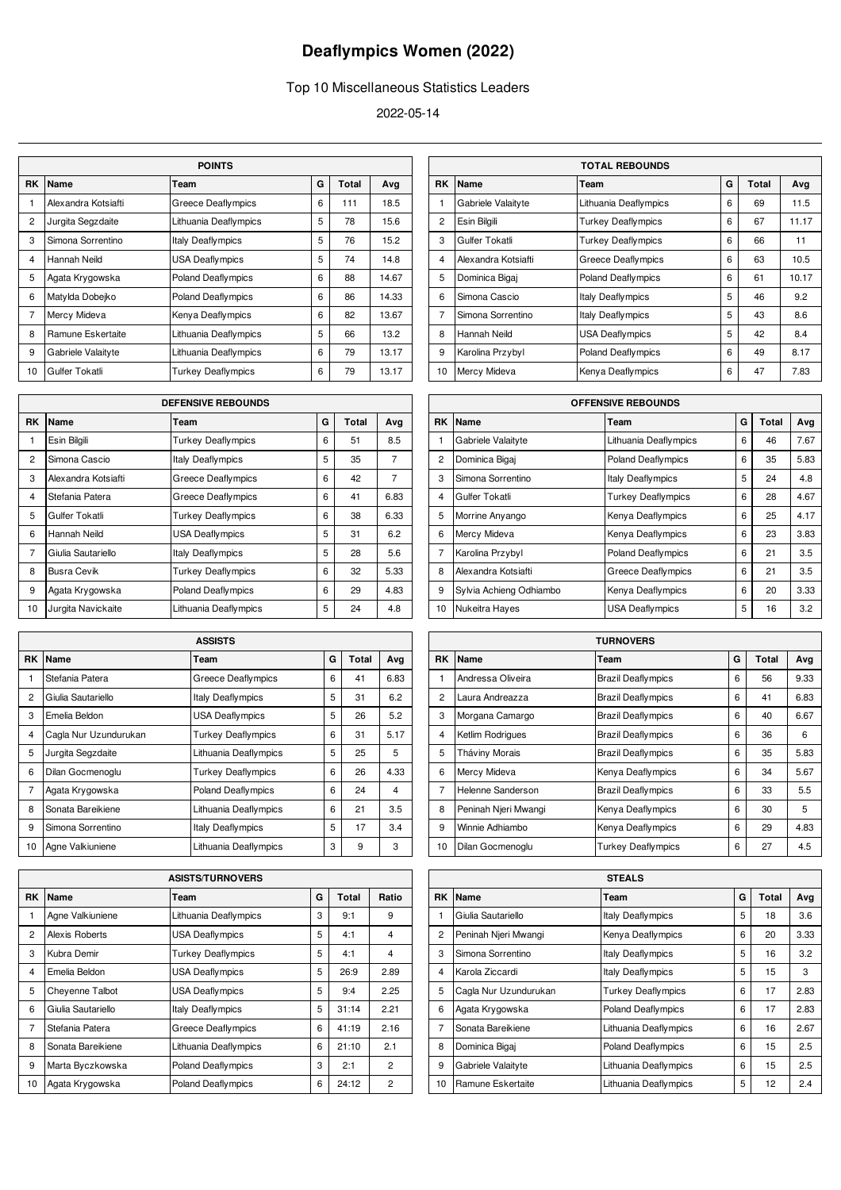# Deaflympics Women (2022)

Top 10 Miscellaneous Statistics Leaders

2022-05-14

### POINTS

| RK | Name | Team | G | Total | Avg |
|---|---|---|---|---|---|
| 1 | Alexandra Kotsiafti | Greece Deaflympics | 6 | 111 | 18.5 |
| 2 | Jurgita Segzdaite | Lithuania Deaflympics | 5 | 78 | 15.6 |
| 3 | Simona Sorrentino | Italy Deaflympics | 5 | 76 | 15.2 |
| 4 | Hannah Neild | USA Deaflympics | 5 | 74 | 14.8 |
| 5 | Agata Krygowska | Poland Deaflympics | 6 | 88 | 14.67 |
| 6 | Matylda Dobejko | Poland Deaflympics | 6 | 86 | 14.33 |
| 7 | Mercy Mideva | Kenya Deaflympics | 6 | 82 | 13.67 |
| 8 | Ramune Eskertaite | Lithuania Deaflympics | 5 | 66 | 13.2 |
| 9 | Gabriele Valaityte | Lithuania Deaflympics | 6 | 79 | 13.17 |
| 10 | Gulfer Tokatli | Turkey Deaflympics | 6 | 79 | 13.17 |

### TOTAL REBOUNDS

| RK | Name | Team | G | Total | Avg |
|---|---|---|---|---|---|
| 1 | Gabriele Valaityte | Lithuania Deaflympics | 6 | 69 | 11.5 |
| 2 | Esin Bilgili | Turkey Deaflympics | 6 | 67 | 11.17 |
| 3 | Gulfer Tokatli | Turkey Deaflympics | 6 | 66 | 11 |
| 4 | Alexandra Kotsiafti | Greece Deaflympics | 6 | 63 | 10.5 |
| 5 | Dominica Bigaj | Poland Deaflympics | 6 | 61 | 10.17 |
| 6 | Simona Cascio | Italy Deaflympics | 5 | 46 | 9.2 |
| 7 | Simona Sorrentino | Italy Deaflympics | 5 | 43 | 8.6 |
| 8 | Hannah Neild | USA Deaflympics | 5 | 42 | 8.4 |
| 9 | Karolina Przybyl | Poland Deaflympics | 6 | 49 | 8.17 |
| 10 | Mercy Mideva | Kenya Deaflympics | 6 | 47 | 7.83 |

### DEFENSIVE REBOUNDS

| RK | Name | Team | G | Total | Avg |
|---|---|---|---|---|---|
| 1 | Esin Bilgili | Turkey Deaflympics | 6 | 51 | 8.5 |
| 2 | Simona Cascio | Italy Deaflympics | 5 | 35 | 7 |
| 3 | Alexandra Kotsiafti | Greece Deaflympics | 6 | 42 | 7 |
| 4 | Stefania Patera | Greece Deaflympics | 6 | 41 | 6.83 |
| 5 | Gulfer Tokatli | Turkey Deaflympics | 6 | 38 | 6.33 |
| 6 | Hannah Neild | USA Deaflympics | 5 | 31 | 6.2 |
| 7 | Giulia Sautariello | Italy Deaflympics | 5 | 28 | 5.6 |
| 8 | Busra Cevik | Turkey Deaflympics | 6 | 32 | 5.33 |
| 9 | Agata Krygowska | Poland Deaflympics | 6 | 29 | 4.83 |
| 10 | Jurgita Navickaite | Lithuania Deaflympics | 5 | 24 | 4.8 |

### OFFENSIVE REBOUNDS

| RK | Name | Team | G | Total | Avg |
|---|---|---|---|---|---|
| 1 | Gabriele Valaityte | Lithuania Deaflympics | 6 | 46 | 7.67 |
| 2 | Dominica Bigaj | Poland Deaflympics | 6 | 35 | 5.83 |
| 3 | Simona Sorrentino | Italy Deaflympics | 5 | 24 | 4.8 |
| 4 | Gulfer Tokatli | Turkey Deaflympics | 6 | 28 | 4.67 |
| 5 | Morrine Anyango | Kenya Deaflympics | 6 | 25 | 4.17 |
| 6 | Mercy Mideva | Kenya Deaflympics | 6 | 23 | 3.83 |
| 7 | Karolina Przybyl | Poland Deaflympics | 6 | 21 | 3.5 |
| 8 | Alexandra Kotsiafti | Greece Deaflympics | 6 | 21 | 3.5 |
| 9 | Sylvia Achieng Odhiambo | Kenya Deaflympics | 6 | 20 | 3.33 |
| 10 | Nukeitra Hayes | USA Deaflympics | 5 | 16 | 3.2 |

### ASSISTS

| RK | Name | Team | G | Total | Avg |
|---|---|---|---|---|---|
| 1 | Stefania Patera | Greece Deaflympics | 6 | 41 | 6.83 |
| 2 | Giulia Sautariello | Italy Deaflympics | 5 | 31 | 6.2 |
| 3 | Emelia Beldon | USA Deaflympics | 5 | 26 | 5.2 |
| 4 | Cagla Nur Uzundurukan | Turkey Deaflympics | 6 | 31 | 5.17 |
| 5 | Jurgita Segzdaite | Lithuania Deaflympics | 5 | 25 | 5 |
| 6 | Dilan Gocmenoglu | Turkey Deaflympics | 6 | 26 | 4.33 |
| 7 | Agata Krygowska | Poland Deaflympics | 6 | 24 | 4 |
| 8 | Sonata Bareikiene | Lithuania Deaflympics | 6 | 21 | 3.5 |
| 9 | Simona Sorrentino | Italy Deaflympics | 5 | 17 | 3.4 |
| 10 | Agne Valkiuniene | Lithuania Deaflympics | 3 | 9 | 3 |

### TURNOVERS

| RK | Name | Team | G | Total | Avg |
|---|---|---|---|---|---|
| 1 | Andressa Oliveira | Brazil Deaflympics | 6 | 56 | 9.33 |
| 2 | Laura Andreazza | Brazil Deaflympics | 6 | 41 | 6.83 |
| 3 | Morgana Camargo | Brazil Deaflympics | 6 | 40 | 6.67 |
| 4 | Ketlim Rodrigues | Brazil Deaflympics | 6 | 36 | 6 |
| 5 | Tháviny Morais | Brazil Deaflympics | 6 | 35 | 5.83 |
| 6 | Mercy Mideva | Kenya Deaflympics | 6 | 34 | 5.67 |
| 7 | Helenne Sanderson | Brazil Deaflympics | 6 | 33 | 5.5 |
| 8 | Peninah Njeri Mwangi | Kenya Deaflympics | 6 | 30 | 5 |
| 9 | Winnie Adhiambo | Kenya Deaflympics | 6 | 29 | 4.83 |
| 10 | Dilan Gocmenoglu | Turkey Deaflympics | 6 | 27 | 4.5 |

### ASISTS/TURNOVERS

| RK | Name | Team | G | Total | Ratio |
|---|---|---|---|---|---|
| 1 | Agne Valkiuniene | Lithuania Deaflympics | 3 | 9:1 | 9 |
| 2 | Alexis Roberts | USA Deaflympics | 5 | 4:1 | 4 |
| 3 | Kubra Demir | Turkey Deaflympics | 5 | 4:1 | 4 |
| 4 | Emelia Beldon | USA Deaflympics | 5 | 26:9 | 2.89 |
| 5 | Cheyenne Talbot | USA Deaflympics | 5 | 9:4 | 2.25 |
| 6 | Giulia Sautariello | Italy Deaflympics | 5 | 31:14 | 2.21 |
| 7 | Stefania Patera | Greece Deaflympics | 6 | 41:19 | 2.16 |
| 8 | Sonata Bareikiene | Lithuania Deaflympics | 6 | 21:10 | 2.1 |
| 9 | Marta Byczkowska | Poland Deaflympics | 3 | 2:1 | 2 |
| 10 | Agata Krygowska | Poland Deaflympics | 6 | 24:12 | 2 |

### STEALS

| RK | Name | Team | G | Total | Avg |
|---|---|---|---|---|---|
| 1 | Giulia Sautariello | Italy Deaflympics | 5 | 18 | 3.6 |
| 2 | Peninah Njeri Mwangi | Kenya Deaflympics | 6 | 20 | 3.33 |
| 3 | Simona Sorrentino | Italy Deaflympics | 5 | 16 | 3.2 |
| 4 | Karola Ziccardi | Italy Deaflympics | 5 | 15 | 3 |
| 5 | Cagla Nur Uzundurukan | Turkey Deaflympics | 6 | 17 | 2.83 |
| 6 | Agata Krygowska | Poland Deaflympics | 6 | 17 | 2.83 |
| 7 | Sonata Bareikiene | Lithuania Deaflympics | 6 | 16 | 2.67 |
| 8 | Dominica Bigaj | Poland Deaflympics | 6 | 15 | 2.5 |
| 9 | Gabriele Valaityte | Lithuania Deaflympics | 6 | 15 | 2.5 |
| 10 | Ramune Eskertaite | Lithuania Deaflympics | 5 | 12 | 2.4 |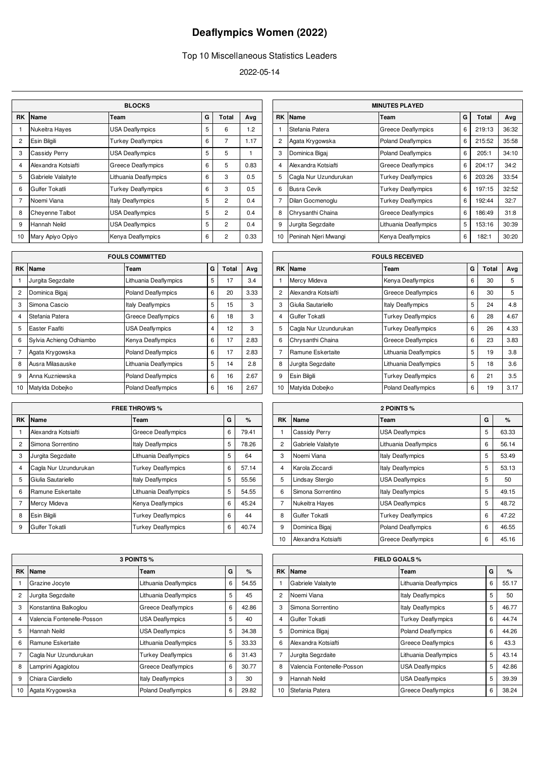# Deaflympics Women (2022)

Top 10 Miscellaneous Statistics Leaders

2022-05-14

| BLOCKS | | | | | |
|---|---|---|---|---|---|
| RK | Name | Team | G | Total | Avg |
| 1 | Nukeitra Hayes | USA Deaflympics | 5 | 6 | 1.2 |
| 2 | Esin Bilgili | Turkey Deaflympics | 6 | 7 | 1.17 |
| 3 | Cassidy Perry | USA Deaflympics | 5 | 5 | 1 |
| 4 | Alexandra Kotsiafti | Greece Deaflympics | 6 | 5 | 0.83 |
| 5 | Gabriele Valaityte | Lithuania Deaflympics | 6 | 3 | 0.5 |
| 6 | Gulfer Tokatli | Turkey Deaflympics | 6 | 3 | 0.5 |
| 7 | Noemi Viana | Italy Deaflympics | 5 | 2 | 0.4 |
| 8 | Cheyenne Talbot | USA Deaflympics | 5 | 2 | 0.4 |
| 9 | Hannah Neild | USA Deaflympics | 5 | 2 | 0.4 |
| 10 | Mary Apiyo Opiyo | Kenya Deaflympics | 6 | 2 | 0.33 |

| MINUTES PLAYED | | | | | |
|---|---|---|---|---|---|
| RK | Name | Team | G | Total | Avg |
| 1 | Stefania Patera | Greece Deaflympics | 6 | 219:13 | 36:32 |
| 2 | Agata Krygowska | Poland Deaflympics | 6 | 215:52 | 35:58 |
| 3 | Dominica Bigaj | Poland Deaflympics | 6 | 205:1 | 34:10 |
| 4 | Alexandra Kotsiafti | Greece Deaflympics | 6 | 204:17 | 34:2 |
| 5 | Cagla Nur Uzundurukan | Turkey Deaflympics | 6 | 203:26 | 33:54 |
| 6 | Busra Cevik | Turkey Deaflympics | 6 | 197:15 | 32:52 |
| 7 | Dilan Gocmenoglu | Turkey Deaflympics | 6 | 192:44 | 32:7 |
| 8 | Chrysanthi Chaina | Greece Deaflympics | 6 | 186:49 | 31:8 |
| 9 | Jurgita Segzdaite | Lithuania Deaflympics | 5 | 153:16 | 30:39 |
| 10 | Peninah Njeri Mwangi | Kenya Deaflympics | 6 | 182:1 | 30:20 |

| FOULS COMMITTED | | | | | |
|---|---|---|---|---|---|
| RK | Name | Team | G | Total | Avg |
| 1 | Jurgita Segzdaite | Lithuania Deaflympics | 5 | 17 | 3.4 |
| 2 | Dominica Bigaj | Poland Deaflympics | 6 | 20 | 3.33 |
| 3 | Simona Cascio | Italy Deaflympics | 5 | 15 | 3 |
| 4 | Stefania Patera | Greece Deaflympics | 6 | 18 | 3 |
| 5 | Easter Faafiti | USA Deaflympics | 4 | 12 | 3 |
| 6 | Sylvia Achieng Odhiambo | Kenya Deaflympics | 6 | 17 | 2.83 |
| 7 | Agata Krygowska | Poland Deaflympics | 6 | 17 | 2.83 |
| 8 | Ausra Milasauske | Lithuania Deaflympics | 5 | 14 | 2.8 |
| 9 | Anna Kuzniewska | Poland Deaflympics | 6 | 16 | 2.67 |
| 10 | Matylda Dobejko | Poland Deaflympics | 6 | 16 | 2.67 |

| FOULS RECEIVED | | | | | |
|---|---|---|---|---|---|
| RK | Name | Team | G | Total | Avg |
| 1 | Mercy Mideva | Kenya Deaflympics | 6 | 30 | 5 |
| 2 | Alexandra Kotsiafti | Greece Deaflympics | 6 | 30 | 5 |
| 3 | Giulia Sautariello | Italy Deaflympics | 5 | 24 | 4.8 |
| 4 | Gulfer Tokatli | Turkey Deaflympics | 6 | 28 | 4.67 |
| 5 | Cagla Nur Uzundurukan | Turkey Deaflympics | 6 | 26 | 4.33 |
| 6 | Chrysanthi Chaina | Greece Deaflympics | 6 | 23 | 3.83 |
| 7 | Ramune Eskertaite | Lithuania Deaflympics | 5 | 19 | 3.8 |
| 8 | Jurgita Segzdaite | Lithuania Deaflympics | 5 | 18 | 3.6 |
| 9 | Esin Bilgili | Turkey Deaflympics | 6 | 21 | 3.5 |
| 10 | Matylda Dobejko | Poland Deaflympics | 6 | 19 | 3.17 |

| FREE THROWS % | | | | |
|---|---|---|---|---|
| RK | Name | Team | G | % |
| 1 | Alexandra Kotsiafti | Greece Deaflympics | 6 | 79.41 |
| 2 | Simona Sorrentino | Italy Deaflympics | 5 | 78.26 |
| 3 | Jurgita Segzdaite | Lithuania Deaflympics | 5 | 64 |
| 4 | Cagla Nur Uzundurukan | Turkey Deaflympics | 6 | 57.14 |
| 5 | Giulia Sautariello | Italy Deaflympics | 5 | 55.56 |
| 6 | Ramune Eskertaite | Lithuania Deaflympics | 5 | 54.55 |
| 7 | Mercy Mideva | Kenya Deaflympics | 6 | 45.24 |
| 8 | Esin Bilgili | Turkey Deaflympics | 6 | 44 |
| 9 | Gulfer Tokatli | Turkey Deaflympics | 6 | 40.74 |

| 2 POINTS % | | | | |
|---|---|---|---|---|
| RK | Name | Team | G | % |
| 1 | Cassidy Perry | USA Deaflympics | 5 | 63.33 |
| 2 | Gabriele Valaityte | Lithuania Deaflympics | 6 | 56.14 |
| 3 | Noemi Viana | Italy Deaflympics | 5 | 53.49 |
| 4 | Karola Ziccardi | Italy Deaflympics | 5 | 53.13 |
| 5 | Lindsay Stergio | USA Deaflympics | 5 | 50 |
| 6 | Simona Sorrentino | Italy Deaflympics | 5 | 49.15 |
| 7 | Nukeitra Hayes | USA Deaflympics | 5 | 48.72 |
| 8 | Gulfer Tokatli | Turkey Deaflympics | 6 | 47.22 |
| 9 | Dominica Bigaj | Poland Deaflympics | 6 | 46.55 |
| 10 | Alexandra Kotsiafti | Greece Deaflympics | 6 | 45.16 |

| 3 POINTS % | | | | |
|---|---|---|---|---|
| RK | Name | Team | G | % |
| 1 | Grazine Jocyte | Lithuania Deaflympics | 6 | 54.55 |
| 2 | Jurgita Segzdaite | Lithuania Deaflympics | 5 | 45 |
| 3 | Konstantina Balkoglou | Greece Deaflympics | 6 | 42.86 |
| 4 | Valencia Fontenelle-Posson | USA Deaflympics | 5 | 40 |
| 5 | Hannah Neild | USA Deaflympics | 5 | 34.38 |
| 6 | Ramune Eskertaite | Lithuania Deaflympics | 5 | 33.33 |
| 7 | Cagla Nur Uzundurukan | Turkey Deaflympics | 6 | 31.43 |
| 8 | Lamprini Agagiotou | Greece Deaflympics | 6 | 30.77 |
| 9 | Chiara Ciardiello | Italy Deaflympics | 3 | 30 |
| 10 | Agata Krygowska | Poland Deaflympics | 6 | 29.82 |

| FIELD GOALS % | | | | |
|---|---|---|---|---|
| RK | Name | Team | G | % |
| 1 | Gabriele Valaityte | Lithuania Deaflympics | 6 | 55.17 |
| 2 | Noemi Viana | Italy Deaflympics | 5 | 50 |
| 3 | Simona Sorrentino | Italy Deaflympics | 5 | 46.77 |
| 4 | Gulfer Tokatli | Turkey Deaflympics | 6 | 44.74 |
| 5 | Dominica Bigaj | Poland Deaflympics | 6 | 44.26 |
| 6 | Alexandra Kotsiafti | Greece Deaflympics | 6 | 43.3 |
| 7 | Jurgita Segzdaite | Lithuania Deaflympics | 5 | 43.14 |
| 8 | Valencia Fontenelle-Posson | USA Deaflympics | 5 | 42.86 |
| 9 | Hannah Neild | USA Deaflympics | 5 | 39.39 |
| 10 | Stefania Patera | Greece Deaflympics | 6 | 38.24 |